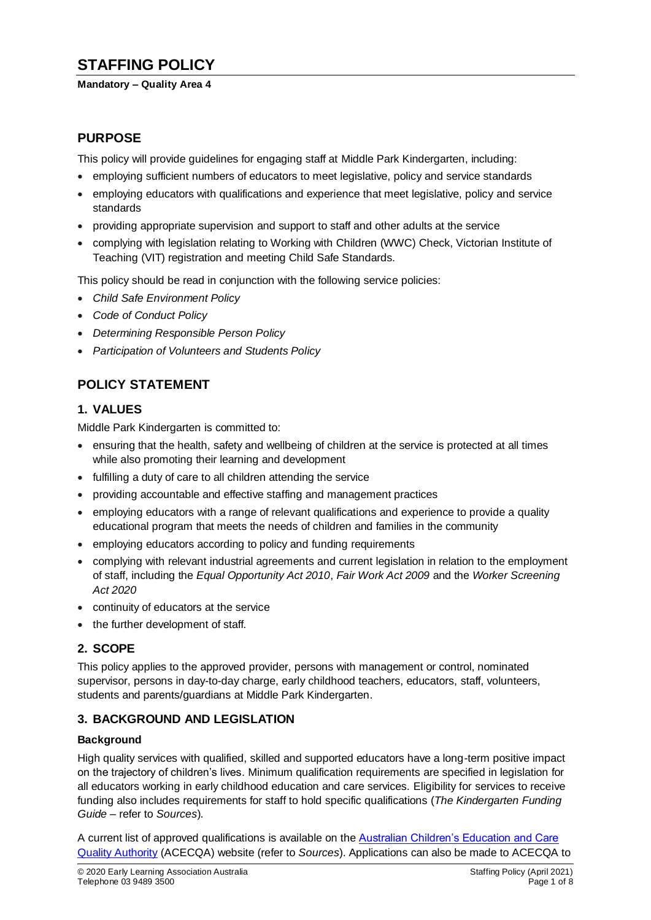# STAFFING POLICY

**Mandatory – Quality Area 4**

## PURPOSE

This policy will provide guidelines for engaging staff at Middle Park Kindergarten, including:

- employing sufficient numbers of educators to meet legislative, policy and service standards
- employing educators with qualifications and experience that meet legislative, policy and service standards
- providing appropriate supervision and support to staff and other adults at the service
- complying with legislation relating to Working with Children (WWC) Check, Victorian Institute of Teaching (VIT) registration and meeting Child Safe Standards.

This policy should be read in conjunction with the following service policies:

- *Child Safe Environment Policy*
- *Code of Conduct Policy*
- *Determining Responsible Person Policy*
- *Participation of Volunteers and Students Policy*

## POLICY STATEMENT

### 1. VALUES

Middle Park Kindergarten is committed to:

- ensuring that the health, safety and wellbeing of children at the service is protected at all times while also promoting their learning and development
- fulfilling a duty of care to all children attending the service
- providing accountable and effective staffing and management practices
- employing educators with a range of relevant qualifications and experience to provide a quality educational program that meets the needs of children and families in the community
- employing educators according to policy and funding requirements
- complying with relevant industrial agreements and current legislation in relation to the employment of staff, including the *Equal Opportunity Act 2010*, *Fair Work Act 2009* and the *Worker Screening Act 2020*
- continuity of educators at the service
- the further development of staff.

### 2. SCOPE

This policy applies to the approved provider, persons with management or control, nominated supervisor, persons in day-to-day charge, early childhood teachers, educators, staff, volunteers, students and parents/guardians at Middle Park Kindergarten.

### 3. BACKGROUND AND LEGISLATION

#### Background

High quality services with qualified, skilled and supported educators have a long-term positive impact on the trajectory of children's lives. Minimum qualification requirements are specified in legislation for all educators working in early childhood education and care services. Eligibility for services to receive funding also includes requirements for staff to hold specific qualifications (*The Kindergarten Funding Guide* – refer to *Sources*).

A current list of approved qualifications is available on the Australian Children's Education and Care Quality Authority (ACECQA) website (refer to *Sources*). Applications can also be made to ACECQA to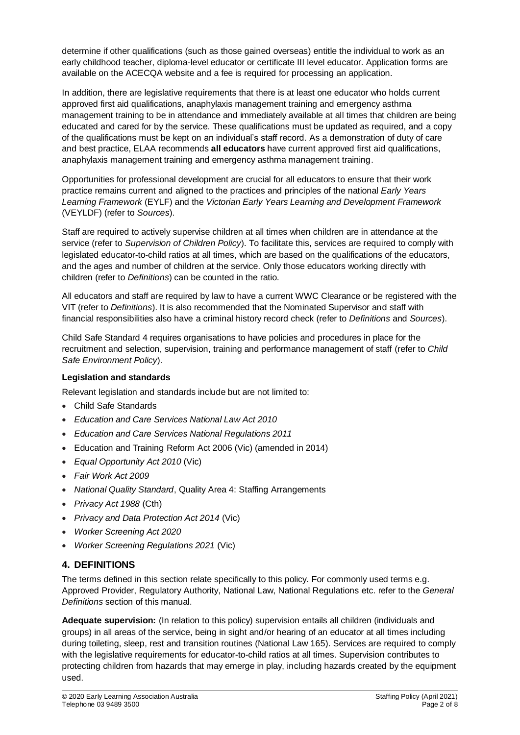determine if other qualifications (such as those gained overseas) entitle the individual to work as an early childhood teacher, diploma-level educator or certificate III level educator. Application forms are available on the ACECQA website and a fee is required for processing an application.

In addition, there are legislative requirements that there is at least one educator who holds current approved first aid qualifications, anaphylaxis management training and emergency asthma management training to be in attendance and immediately available at all times that children are being educated and cared for by the service. These qualifications must be updated as required, and a copy of the qualifications must be kept on an individual's staff record. As a demonstration of duty of care and best practice, ELAA recommends **all educators** have current approved first aid qualifications, anaphylaxis management training and emergency asthma management training.

Opportunities for professional development are crucial for all educators to ensure that their work practice remains current and aligned to the practices and principles of the national *Early Years Learning Framework* (EYLF) and the *Victorian Early Years Learning and Development Framework* (VEYLDF) (refer to *Sources*).

Staff are required to actively supervise children at all times when children are in attendance at the service (refer to *Supervision of Children Policy*). To facilitate this, services are required to comply with legislated educator-to-child ratios at all times, which are based on the qualifications of the educators, and the ages and number of children at the service. Only those educators working directly with children (refer to *Definitions*) can be counted in the ratio.

All educators and staff are required by law to have a current WWC Clearance or be registered with the VIT (refer to *Definitions*). It is also recommended that the Nominated Supervisor and staff with financial responsibilities also have a criminal history record check (refer to *Definitions* and *Sources*).

Child Safe Standard 4 requires organisations to have policies and procedures in place for the recruitment and selection, supervision, training and performance management of staff (refer to *Child Safe Environment Policy*).

**Legislation and standards**

Relevant legislation and standards include but are not limited to:

- Child Safe Standards
- *Education and Care Services National Law Act 2010*
- *Education and Care Services National Regulations 2011*
- Education and Training Reform Act 2006 (Vic) (amended in 2014)
- *Equal Opportunity Act 2010* (Vic)
- *Fair Work Act 2009*
- *National Quality Standard*, Quality Area 4: Staffing Arrangements
- *Privacy Act 1988* (Cth)
- *Privacy and Data Protection Act 2014* (Vic)
- *Worker Screening Act 2020*
- *Worker Screening Regulations 2021* (Vic)

## 4. DEFINITIONS

The terms defined in this section relate specifically to this policy. For commonly used terms e.g. Approved Provider, Regulatory Authority, National Law, National Regulations etc. refer to the *General Definitions* section of this manual.

**Adequate supervision:** (In relation to this policy) supervision entails all children (individuals and groups) in all areas of the service, being in sight and/or hearing of an educator at all times including during toileting, sleep, rest and transition routines (National Law 165). Services are required to comply with the legislative requirements for educator-to-child ratios at all times. Supervision contributes to protecting children from hazards that may emerge in play, including hazards created by the equipment used.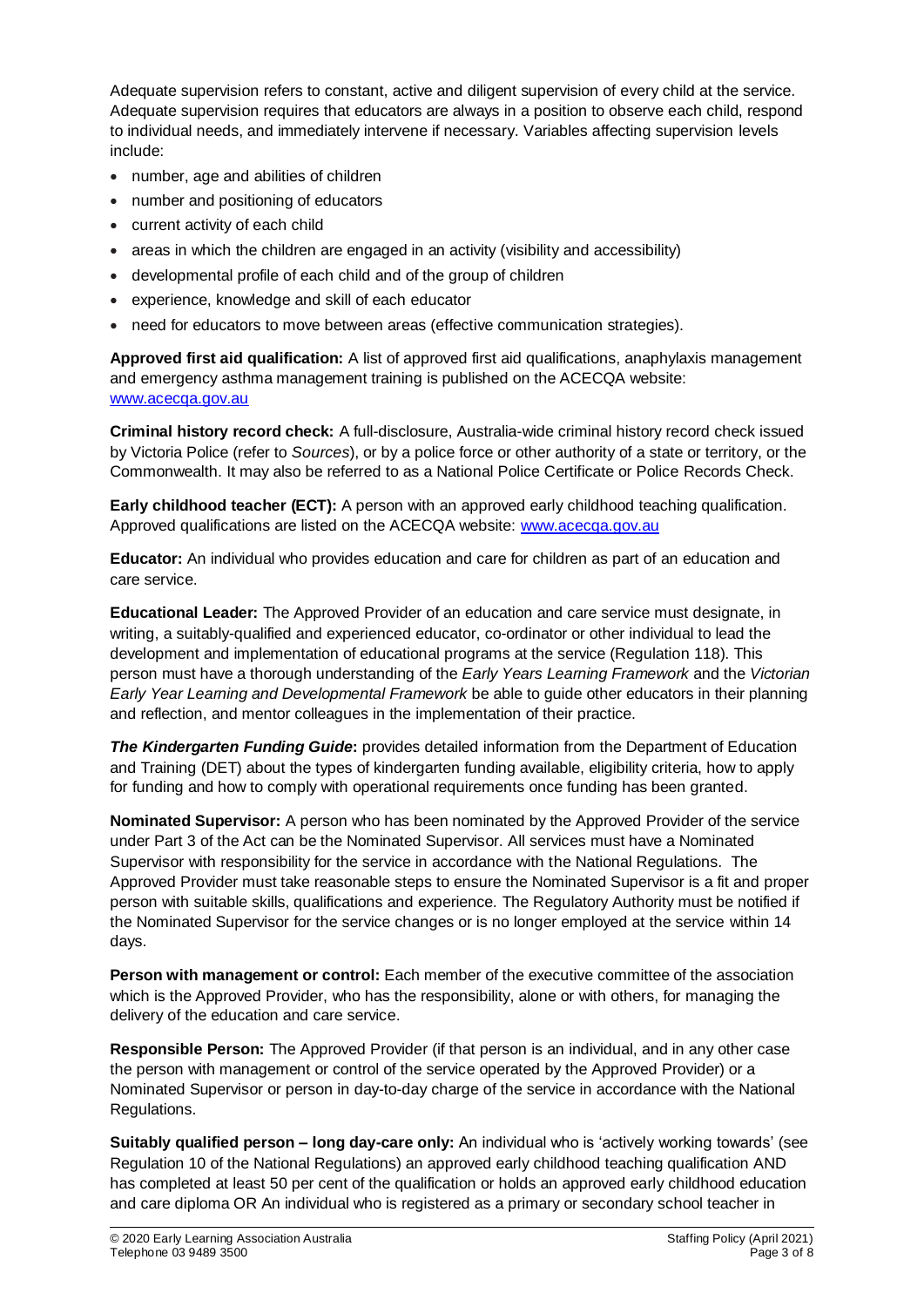Adequate supervision refers to constant, active and diligent supervision of every child at the service. Adequate supervision requires that educators are always in a position to observe each child, respond to individual needs, and immediately intervene if necessary. Variables affecting supervision levels include:

- number, age and abilities of children
- number and positioning of educators
- current activity of each child
- areas in which the children are engaged in an activity (visibility and accessibility)
- developmental profile of each child and of the group of children
- experience, knowledge and skill of each educator
- need for educators to move between areas (effective communication strategies).

**Approved first aid qualification:** A list of approved first aid qualifications, anaphylaxis management and emergency asthma management training is published on the ACECQA website: [www.acecqa.gov.au](www.acecqa.gov.au)

**Criminal history record check:** A full-disclosure, Australia-wide criminal history record check issued by Victoria Police (refer to *Sources*), or by a police force or other authority of a state or territory, or the Commonwealth. It may also be referred to as a National Police Certificate or Police Records Check.

**Early childhood teacher (ECT):** A person with an approved early childhood teaching qualification. Approved qualifications are listed on the ACECQA website: [www.acecqa.gov.au](www.acecqa.gov.au)

**Educator:** An individual who provides education and care for children as part of an education and care service.

**Educational Leader:** The Approved Provider of an education and care service must designate, in writing, a suitably-qualified and experienced educator, co-ordinator or other individual to lead the development and implementation of educational programs at the service (Regulation 118). This person must have a thorough understanding of the *Early Years Learning Framework* and the *Victorian Early Year Learning and Developmental Framework* be able to guide other educators in their planning and reflection, and mentor colleagues in the implementation of their practice.

***The Kindergarten Funding Guide*:** provides detailed information from the Department of Education and Training (DET) about the types of kindergarten funding available, eligibility criteria, how to apply for funding and how to comply with operational requirements once funding has been granted.

**Nominated Supervisor:** A person who has been nominated by the Approved Provider of the service under Part 3 of the Act can be the Nominated Supervisor. All services must have a Nominated Supervisor with responsibility for the service in accordance with the National Regulations. The Approved Provider must take reasonable steps to ensure the Nominated Supervisor is a fit and proper person with suitable skills, qualifications and experience. The Regulatory Authority must be notified if the Nominated Supervisor for the service changes or is no longer employed at the service within 14 days.

**Person with management or control:** Each member of the executive committee of the association which is the Approved Provider, who has the responsibility, alone or with others, for managing the delivery of the education and care service.

**Responsible Person:** The Approved Provider (if that person is an individual, and in any other case the person with management or control of the service operated by the Approved Provider) or a Nominated Supervisor or person in day-to-day charge of the service in accordance with the National Regulations.

**Suitably qualified person – long day-care only:** An individual who is 'actively working towards' (see Regulation 10 of the National Regulations) an approved early childhood teaching qualification AND has completed at least 50 per cent of the qualification or holds an approved early childhood education and care diploma OR An individual who is registered as a primary or secondary school teacher in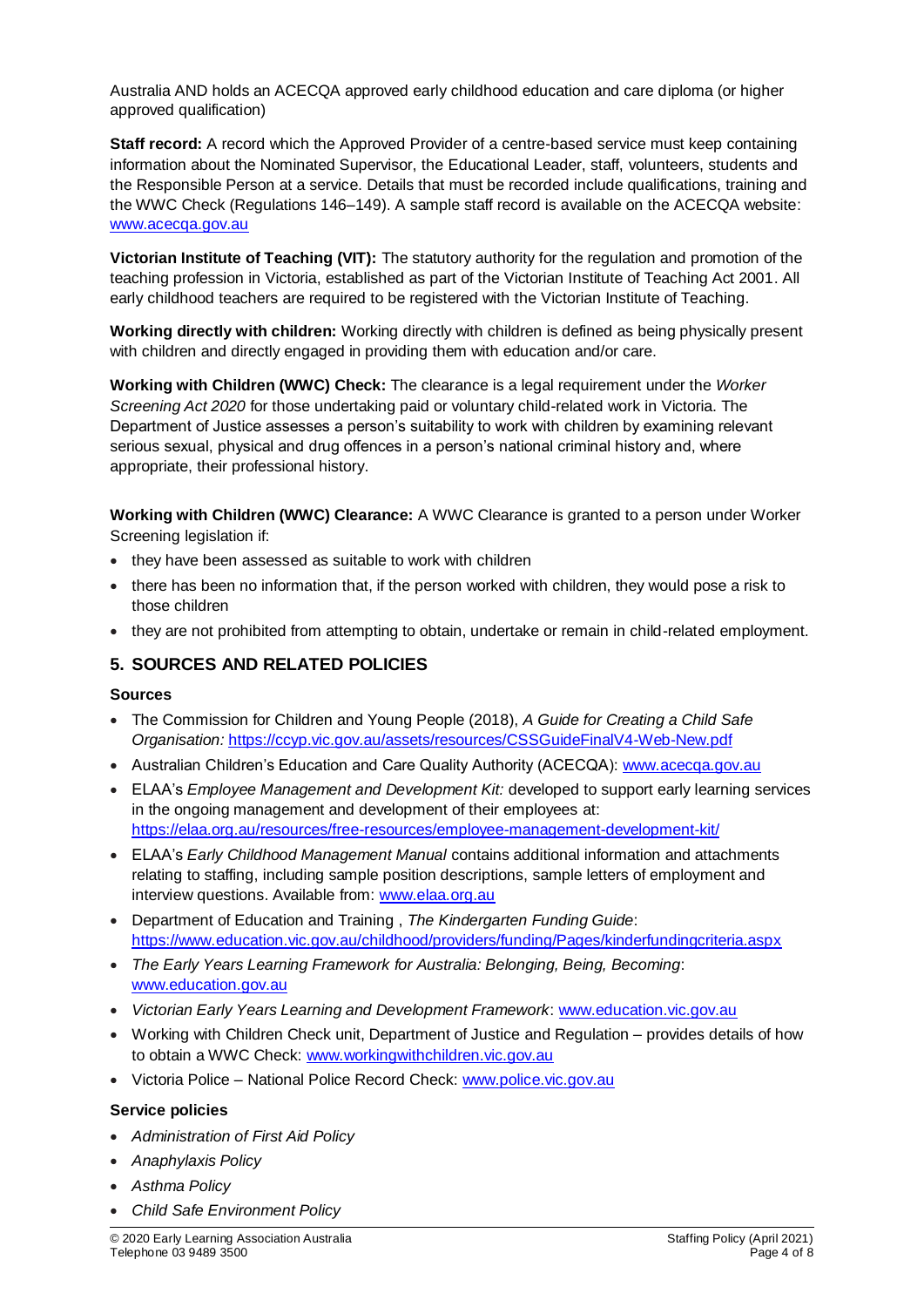Australia AND holds an ACECQA approved early childhood education and care diploma (or higher approved qualification)

**Staff record:** A record which the Approved Provider of a centre-based service must keep containing information about the Nominated Supervisor, the Educational Leader, staff, volunteers, students and the Responsible Person at a service. Details that must be recorded include qualifications, training and the WWC Check (Regulations 146–149). A sample staff record is available on the ACECQA website: www.acecqa.gov.au

**Victorian Institute of Teaching (VIT):** The statutory authority for the regulation and promotion of the teaching profession in Victoria, established as part of the Victorian Institute of Teaching Act 2001. All early childhood teachers are required to be registered with the Victorian Institute of Teaching.

**Working directly with children:** Working directly with children is defined as being physically present with children and directly engaged in providing them with education and/or care.

**Working with Children (WWC) Check:** The clearance is a legal requirement under the *Worker Screening Act 2020* for those undertaking paid or voluntary child-related work in Victoria. The Department of Justice assesses a person's suitability to work with children by examining relevant serious sexual, physical and drug offences in a person's national criminal history and, where appropriate, their professional history.

**Working with Children (WWC) Clearance:** A WWC Clearance is granted to a person under Worker Screening legislation if:

- they have been assessed as suitable to work with children
- there has been no information that, if the person worked with children, they would pose a risk to those children
- they are not prohibited from attempting to obtain, undertake or remain in child-related employment.

## 5. SOURCES AND RELATED POLICIES

### Sources

- The Commission for Children and Young People (2018), *A Guide for Creating a Child Safe Organisation:* https://ccyp.vic.gov.au/assets/resources/CSSGuideFinalV4-Web-New.pdf
- Australian Children's Education and Care Quality Authority (ACECQA): www.acecqa.gov.au
- ELAA's *Employee Management and Development Kit:* developed to support early learning services in the ongoing management and development of their employees at: https://elaa.org.au/resources/free-resources/employee-management-development-kit/
- ELAA's *Early Childhood Management Manual* contains additional information and attachments relating to staffing, including sample position descriptions, sample letters of employment and interview questions. Available from: www.elaa.org.au
- Department of Education and Training , *The Kindergarten Funding Guide*: https://www.education.vic.gov.au/childhood/providers/funding/Pages/kinderfundingcriteria.aspx
- *The Early Years Learning Framework for Australia: Belonging, Being, Becoming*: www.education.gov.au
- *Victorian Early Years Learning and Development Framework*: www.education.vic.gov.au
- Working with Children Check unit, Department of Justice and Regulation – provides details of how to obtain a WWC Check: www.workingwithchildren.vic.gov.au
- Victoria Police – National Police Record Check: www.police.vic.gov.au

### Service policies

- *Administration of First Aid Policy*
- *Anaphylaxis Policy*
- *Asthma Policy*
- *Child Safe Environment Policy*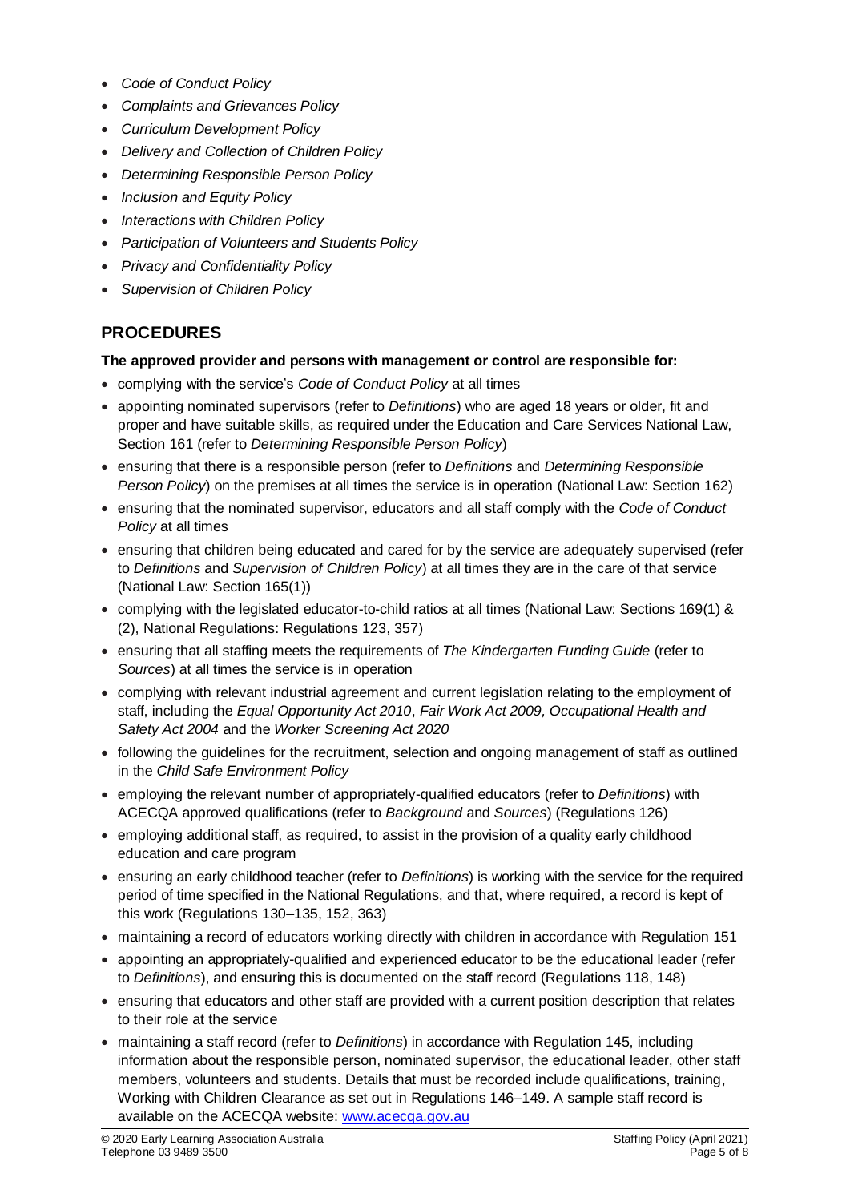- *Code of Conduct Policy*
- *Complaints and Grievances Policy*
- *Curriculum Development Policy*
- *Delivery and Collection of Children Policy*
- *Determining Responsible Person Policy*
- *Inclusion and Equity Policy*
- *Interactions with Children Policy*
- *Participation of Volunteers and Students Policy*
- *Privacy and Confidentiality Policy*
- *Supervision of Children Policy*

## PROCEDURES

**The approved provider and persons with management or control are responsible for:**

- complying with the service's *Code of Conduct Policy* at all times
- appointing nominated supervisors (refer to *Definitions*) who are aged 18 years or older, fit and proper and have suitable skills, as required under the Education and Care Services National Law, Section 161 (refer to *Determining Responsible Person Policy*)
- ensuring that there is a responsible person (refer to *Definitions* and *Determining Responsible Person Policy*) on the premises at all times the service is in operation (National Law: Section 162)
- ensuring that the nominated supervisor, educators and all staff comply with the *Code of Conduct Policy* at all times
- ensuring that children being educated and cared for by the service are adequately supervised (refer to *Definitions* and *Supervision of Children Policy*) at all times they are in the care of that service (National Law: Section 165(1))
- complying with the legislated educator-to-child ratios at all times (National Law: Sections 169(1) & (2), National Regulations: Regulations 123, 357)
- ensuring that all staffing meets the requirements of *The Kindergarten Funding Guide* (refer to *Sources*) at all times the service is in operation
- complying with relevant industrial agreement and current legislation relating to the employment of staff, including the *Equal Opportunity Act 2010*, *Fair Work Act 2009, Occupational Health and Safety Act 2004* and the *Worker Screening Act 2020*
- following the guidelines for the recruitment, selection and ongoing management of staff as outlined in the *Child Safe Environment Policy*
- employing the relevant number of appropriately-qualified educators (refer to *Definitions*) with ACECQA approved qualifications (refer to *Background* and *Sources*) (Regulations 126)
- employing additional staff, as required, to assist in the provision of a quality early childhood education and care program
- ensuring an early childhood teacher (refer to *Definitions*) is working with the service for the required period of time specified in the National Regulations, and that, where required, a record is kept of this work (Regulations 130–135, 152, 363)
- maintaining a record of educators working directly with children in accordance with Regulation 151
- appointing an appropriately-qualified and experienced educator to be the educational leader (refer to *Definitions*), and ensuring this is documented on the staff record (Regulations 118, 148)
- ensuring that educators and other staff are provided with a current position description that relates to their role at the service
- maintaining a staff record (refer to *Definitions*) in accordance with Regulation 145, including information about the responsible person, nominated supervisor, the educational leader, other staff members, volunteers and students. Details that must be recorded include qualifications, training, Working with Children Clearance as set out in Regulations 146–149. A sample staff record is available on the ACECQA website: www.acecqa.gov.au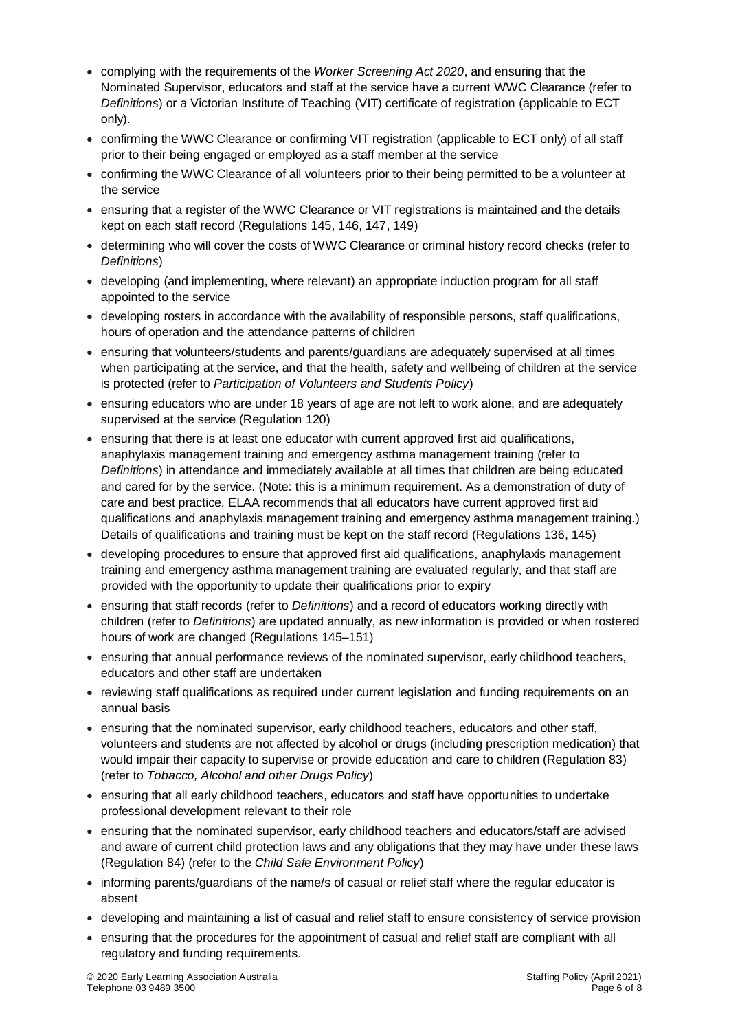- complying with the requirements of the *Worker Screening Act 2020*, and ensuring that the Nominated Supervisor, educators and staff at the service have a current WWC Clearance (refer to *Definitions*) or a Victorian Institute of Teaching (VIT) certificate of registration (applicable to ECT only).
- confirming the WWC Clearance or confirming VIT registration (applicable to ECT only) of all staff prior to their being engaged or employed as a staff member at the service
- confirming the WWC Clearance of all volunteers prior to their being permitted to be a volunteer at the service
- ensuring that a register of the WWC Clearance or VIT registrations is maintained and the details kept on each staff record (Regulations 145, 146, 147, 149)
- determining who will cover the costs of WWC Clearance or criminal history record checks (refer to *Definitions*)
- developing (and implementing, where relevant) an appropriate induction program for all staff appointed to the service
- developing rosters in accordance with the availability of responsible persons, staff qualifications, hours of operation and the attendance patterns of children
- ensuring that volunteers/students and parents/guardians are adequately supervised at all times when participating at the service, and that the health, safety and wellbeing of children at the service is protected (refer to *Participation of Volunteers and Students Policy*)
- ensuring educators who are under 18 years of age are not left to work alone, and are adequately supervised at the service (Regulation 120)
- ensuring that there is at least one educator with current approved first aid qualifications, anaphylaxis management training and emergency asthma management training (refer to *Definitions*) in attendance and immediately available at all times that children are being educated and cared for by the service. (Note: this is a minimum requirement. As a demonstration of duty of care and best practice, ELAA recommends that all educators have current approved first aid qualifications and anaphylaxis management training and emergency asthma management training.) Details of qualifications and training must be kept on the staff record (Regulations 136, 145)
- developing procedures to ensure that approved first aid qualifications, anaphylaxis management training and emergency asthma management training are evaluated regularly, and that staff are provided with the opportunity to update their qualifications prior to expiry
- ensuring that staff records (refer to *Definitions*) and a record of educators working directly with children (refer to *Definitions*) are updated annually, as new information is provided or when rostered hours of work are changed (Regulations 145–151)
- ensuring that annual performance reviews of the nominated supervisor, early childhood teachers, educators and other staff are undertaken
- reviewing staff qualifications as required under current legislation and funding requirements on an annual basis
- ensuring that the nominated supervisor, early childhood teachers, educators and other staff, volunteers and students are not affected by alcohol or drugs (including prescription medication) that would impair their capacity to supervise or provide education and care to children (Regulation 83) (refer to *Tobacco, Alcohol and other Drugs Policy*)
- ensuring that all early childhood teachers, educators and staff have opportunities to undertake professional development relevant to their role
- ensuring that the nominated supervisor, early childhood teachers and educators/staff are advised and aware of current child protection laws and any obligations that they may have under these laws (Regulation 84) (refer to the *Child Safe Environment Policy*)
- informing parents/guardians of the name/s of casual or relief staff where the regular educator is absent
- developing and maintaining a list of casual and relief staff to ensure consistency of service provision
- ensuring that the procedures for the appointment of casual and relief staff are compliant with all regulatory and funding requirements.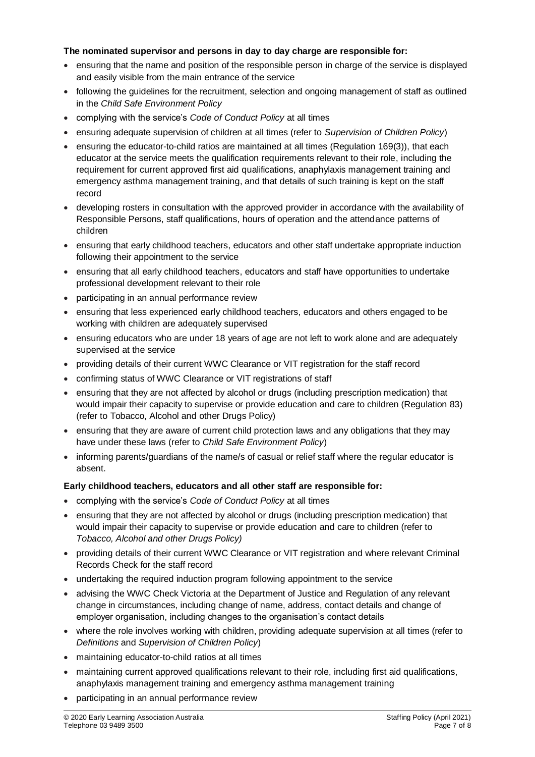**The nominated supervisor and persons in day to day charge are responsible for:**

- ensuring that the name and position of the responsible person in charge of the service is displayed and easily visible from the main entrance of the service
- following the guidelines for the recruitment, selection and ongoing management of staff as outlined in the *Child Safe Environment Policy*
- complying with the service's *Code of Conduct Policy* at all times
- ensuring adequate supervision of children at all times (refer to *Supervision of Children Policy*)
- ensuring the educator-to-child ratios are maintained at all times (Regulation 169(3)), that each educator at the service meets the qualification requirements relevant to their role, including the requirement for current approved first aid qualifications, anaphylaxis management training and emergency asthma management training, and that details of such training is kept on the staff record
- developing rosters in consultation with the approved provider in accordance with the availability of Responsible Persons, staff qualifications, hours of operation and the attendance patterns of children
- ensuring that early childhood teachers, educators and other staff undertake appropriate induction following their appointment to the service
- ensuring that all early childhood teachers, educators and staff have opportunities to undertake professional development relevant to their role
- participating in an annual performance review
- ensuring that less experienced early childhood teachers, educators and others engaged to be working with children are adequately supervised
- ensuring educators who are under 18 years of age are not left to work alone and are adequately supervised at the service
- providing details of their current WWC Clearance or VIT registration for the staff record
- confirming status of WWC Clearance or VIT registrations of staff
- ensuring that they are not affected by alcohol or drugs (including prescription medication) that would impair their capacity to supervise or provide education and care to children (Regulation 83) (refer to Tobacco, Alcohol and other Drugs Policy)
- ensuring that they are aware of current child protection laws and any obligations that they may have under these laws (refer to *Child Safe Environment Policy*)
- informing parents/guardians of the name/s of casual or relief staff where the regular educator is absent.

**Early childhood teachers, educators and all other staff are responsible for:**

- complying with the service's *Code of Conduct Policy* at all times
- ensuring that they are not affected by alcohol or drugs (including prescription medication) that would impair their capacity to supervise or provide education and care to children (refer to *Tobacco, Alcohol and other Drugs Policy)*
- providing details of their current WWC Clearance or VIT registration and where relevant Criminal Records Check for the staff record
- undertaking the required induction program following appointment to the service
- advising the WWC Check Victoria at the Department of Justice and Regulation of any relevant change in circumstances, including change of name, address, contact details and change of employer organisation, including changes to the organisation's contact details
- where the role involves working with children, providing adequate supervision at all times (refer to *Definitions* and *Supervision of Children Policy*)
- maintaining educator-to-child ratios at all times
- maintaining current approved qualifications relevant to their role, including first aid qualifications, anaphylaxis management training and emergency asthma management training
- participating in an annual performance review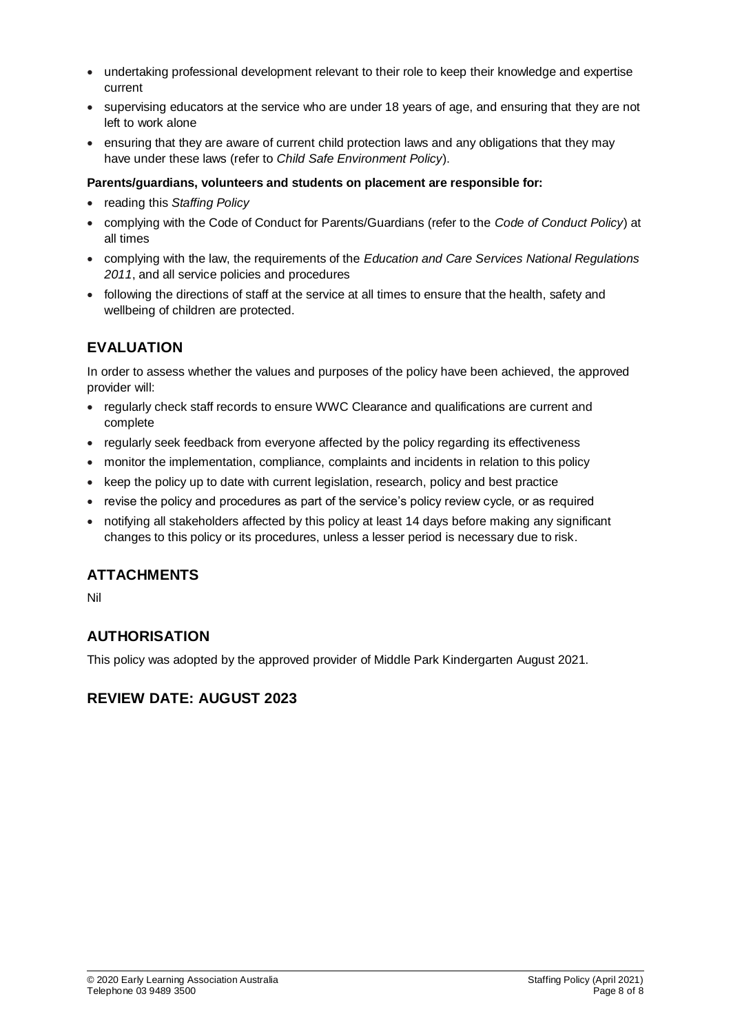- undertaking professional development relevant to their role to keep their knowledge and expertise current
- supervising educators at the service who are under 18 years of age, and ensuring that they are not left to work alone
- ensuring that they are aware of current child protection laws and any obligations that they may have under these laws (refer to *Child Safe Environment Policy*).

**Parents/guardians, volunteers and students on placement are responsible for:**

- reading this *Staffing Policy*
- complying with the Code of Conduct for Parents/Guardians (refer to the *Code of Conduct Policy*) at all times
- complying with the law, the requirements of the *Education and Care Services National Regulations 2011*, and all service policies and procedures
- following the directions of staff at the service at all times to ensure that the health, safety and wellbeing of children are protected.

## EVALUATION

In order to assess whether the values and purposes of the policy have been achieved, the approved provider will:

- regularly check staff records to ensure WWC Clearance and qualifications are current and complete
- regularly seek feedback from everyone affected by the policy regarding its effectiveness
- monitor the implementation, compliance, complaints and incidents in relation to this policy
- keep the policy up to date with current legislation, research, policy and best practice
- revise the policy and procedures as part of the service's policy review cycle, or as required
- notifying all stakeholders affected by this policy at least 14 days before making any significant changes to this policy or its procedures, unless a lesser period is necessary due to risk.

## ATTACHMENTS

Nil

## AUTHORISATION

This policy was adopted by the approved provider of Middle Park Kindergarten August 2021.

## REVIEW DATE: AUGUST 2023